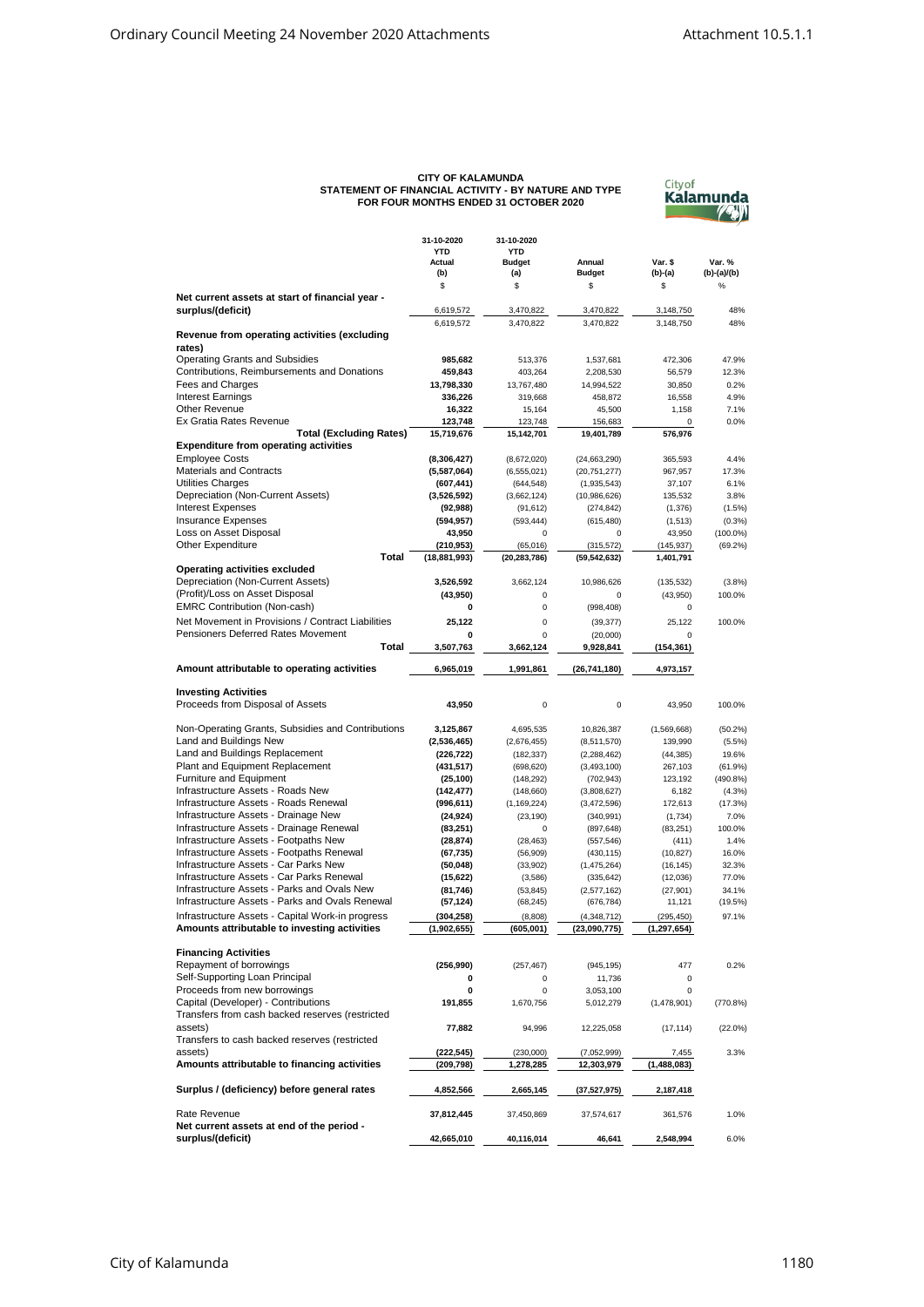**CITY OF KALAMUNDA**
**STATEMENT OF FINANCIAL ACTIVITY - BY NATURE AND TYPE**
**FOR FOUR MONTHS ENDED 31 OCTOBER 2020**

| | 31-10-2020 YTD Actual (b) | 31-10-2020 YTD Budget (a) | Annual Budget | Var. $ (b)-(a) | Var. % (b)-(a)/(b) |
|---|---|---|---|---|---|
| | $ | $ | $ | $ | % |
| **Net current assets at start of financial year - surplus/(deficit)** | 6,619,572 | 3,470,822 | 3,470,822 | 3,148,750 | 48% |
| | 6,619,572 | 3,470,822 | 3,470,822 | 3,148,750 | 48% |
| **Revenue from operating activities (excluding rates)** | | | | | |
| Operating Grants and Subsidies | **985,682** | 513,376 | 1,537,681 | 472,306 | 47.9% |
| Contributions, Reimbursements and Donations | **459,843** | 403,264 | 2,208,530 | 56,579 | 12.3% |
| Fees and Charges | **13,798,330** | 13,767,480 | 14,994,522 | 30,850 | 0.2% |
| Interest Earnings | **336,226** | 319,668 | 458,872 | 16,558 | 4.9% |
| Other Revenue | **16,322** | 15,164 | 45,500 | 1,158 | 7.1% |
| Ex Gratia Rates Revenue | **123,748** | 123,748 | 156,683 | 0 | 0.0% |
| **Total (Excluding Rates)** | **15,719,676** | **15,142,701** | **19,401,789** | **576,976** | |
| **Expenditure from operating activities** | | | | | |
| Employee Costs | **(8,306,427)** | (8,672,020) | (24,663,290) | 365,593 | 4.4% |
| Materials and Contracts | **(5,587,064)** | (6,555,021) | (20,751,277) | 967,957 | 17.3% |
| Utilities Charges | **(607,441)** | (644,548) | (1,935,543) | 37,107 | 6.1% |
| Depreciation (Non-Current Assets) | **(3,526,592)** | (3,662,124) | (10,986,626) | 135,532 | 3.8% |
| Interest Expenses | **(92,988)** | (91,612) | (274,842) | (1,376) | (1.5%) |
| Insurance Expenses | **(594,957)** | (593,444) | (615,480) | (1,513) | (0.3%) |
| Loss on Asset Disposal | **43,950** | 0 | 0 | 43,950 | (100.0%) |
| Other Expenditure | **(210,953)** | (65,016) | (315,572) | (145,937) | (69.2%) |
| **Total** | **(18,881,993)** | **(20,283,786)** | **(59,542,632)** | **1,401,791** | |
| **Operating activities excluded** | | | | | |
| Depreciation (Non-Current Assets) | **3,526,592** | 3,662,124 | 10,986,626 | (135,532) | (3.8%) |
| (Profit)/Loss on Asset Disposal | **(43,950)** | 0 | 0 | (43,950) | 100.0% |
| EMRC Contribution (Non-cash) | **0** | 0 | (998,408) | 0 | |
| Net Movement in Provisions / Contract Liabilities | **25,122** | 0 | (39,377) | 25,122 | 100.0% |
| Pensioners Deferred Rates Movement | **0** | 0 | (20,000) | 0 | |
| **Total** | **3,507,763** | **3,662,124** | **9,928,841** | **(154,361)** | |
| **Amount attributable to operating activities** | **6,965,019** | **1,991,861** | **(26,741,180)** | **4,973,157** | |
| **Investing Activities** | | | | | |
| Proceeds from Disposal of Assets | **43,950** | 0 | 0 | 43,950 | 100.0% |
| Non-Operating Grants, Subsidies and Contributions | **3,125,867** | 4,695,535 | 10,826,387 | (1,569,668) | (50.2%) |
| Land and Buildings New | **(2,536,465)** | (2,676,455) | (8,511,570) | 139,990 | (5.5%) |
| Land and Buildings Replacement | **(226,722)** | (182,337) | (2,288,462) | (44,385) | 19.6% |
| Plant and Equipment Replacement | **(431,517)** | (698,620) | (3,493,100) | 267,103 | (61.9%) |
| Furniture and Equipment | **(25,100)** | (148,292) | (702,943) | 123,192 | (490.8%) |
| Infrastructure Assets - Roads New | **(142,477)** | (148,660) | (3,808,627) | 6,182 | (4.3%) |
| Infrastructure Assets - Roads Renewal | **(996,611)** | (1,169,224) | (3,472,596) | 172,613 | (17.3%) |
| Infrastructure Assets - Drainage New | **(24,924)** | (23,190) | (340,991) | (1,734) | 7.0% |
| Infrastructure Assets - Drainage Renewal | **(83,251)** | 0 | (897,648) | (83,251) | 100.0% |
| Infrastructure Assets - Footpaths New | **(28,874)** | (28,463) | (557,546) | (411) | 1.4% |
| Infrastructure Assets - Footpaths Renewal | **(67,735)** | (56,909) | (430,115) | (10,827) | 16.0% |
| Infrastructure Assets - Car Parks New | **(50,048)** | (33,902) | (1,475,264) | (16,145) | 32.3% |
| Infrastructure Assets - Car Parks Renewal | **(15,622)** | (3,586) | (335,642) | (12,036) | 77.0% |
| Infrastructure Assets - Parks and Ovals New | **(81,746)** | (53,845) | (2,577,162) | (27,901) | 34.1% |
| Infrastructure Assets - Parks and Ovals Renewal | **(57,124)** | (68,245) | (676,784) | 11,121 | (19.5%) |
| Infrastructure Assets - Capital Work-in progress | **(304,258)** | (8,808) | (4,348,712) | (295,450) | 97.1% |
| **Amounts attributable to investing activities** | **(1,902,655)** | **(605,001)** | **(23,090,775)** | **(1,297,654)** | |
| **Financing Activities** | | | | | |
| Repayment of borrowings | **(256,990)** | (257,467) | (945,195) | 477 | 0.2% |
| Self-Supporting Loan Principal | **0** | 0 | 11,736 | 0 | |
| Proceeds from new borrowings | **0** | 0 | 3,053,100 | 0 | |
| Capital (Developer) - Contributions | **191,855** | 1,670,756 | 5,012,279 | (1,478,901) | (770.8%) |
| Transfers from cash backed reserves (restricted assets) | **77,882** | 94,996 | 12,225,058 | (17,114) | (22.0%) |
| Transfers to cash backed reserves (restricted assets) | **(222,545)** | (230,000) | (7,052,999) | 7,455 | 3.3% |
| **Amounts attributable to financing activities** | **(209,798)** | **1,278,285** | **12,303,979** | **(1,488,083)** | |
| **Surplus / (deficiency) before general rates** | **4,852,566** | **2,665,145** | **(37,527,975)** | **2,187,418** | |
| Rate Revenue | **37,812,445** | 37,450,869 | 37,574,617 | 361,576 | 1.0% |
| **Net current assets at end of the period - surplus/(deficit)** | **42,665,010** | **40,116,014** | **46,641** | **2,548,994** | 6.0% |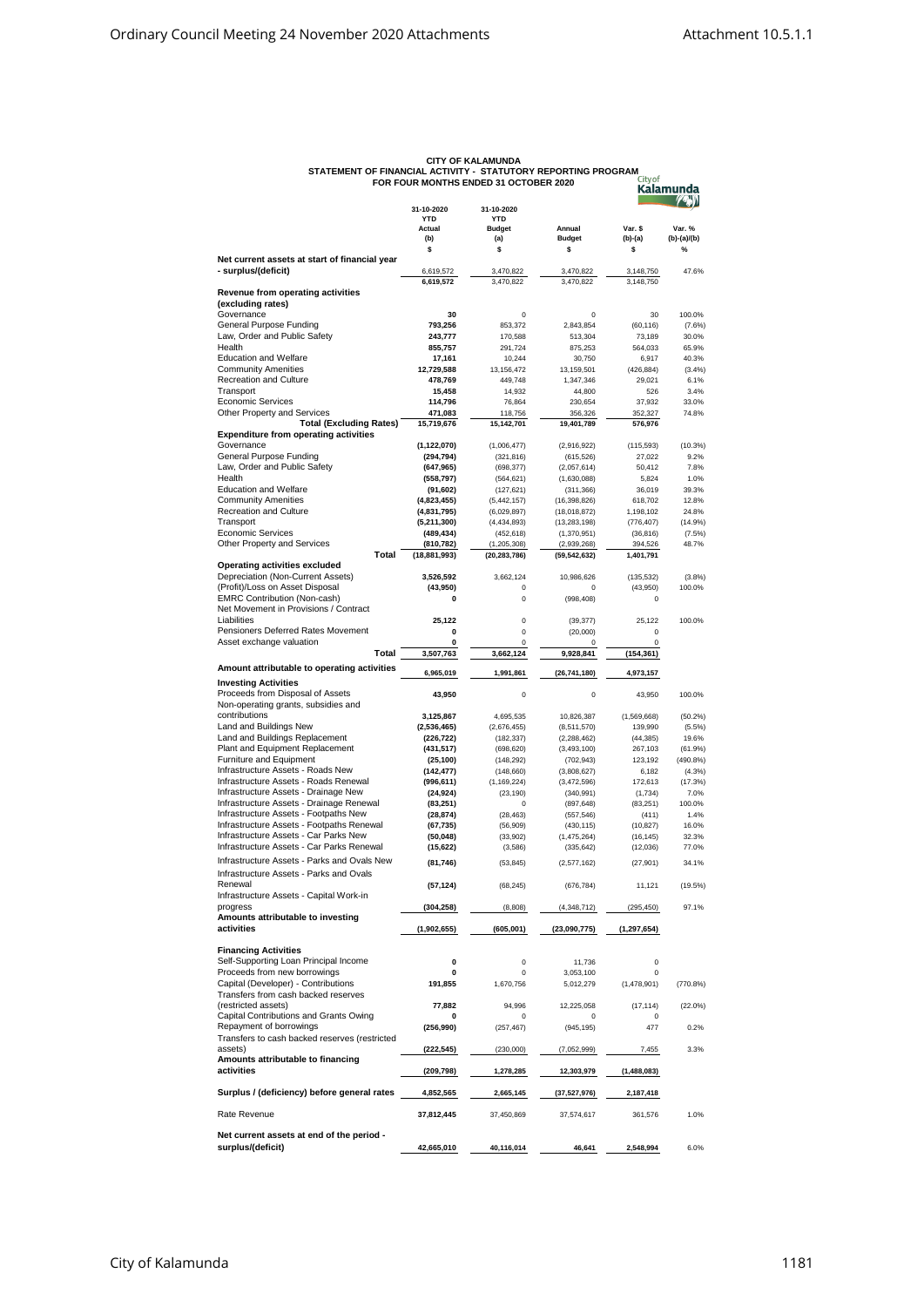**CITY OF KALAMUNDA**
**STATEMENT OF FINANCIAL ACTIVITY - STATUTORY REPORTING PROGRAM**
**FOR FOUR MONTHS ENDED 31 OCTOBER 2020**

| | 31-10-2020 YTD Actual (b) $ | 31-10-2020 YTD Budget (a) $ | Annual Budget $ | Var. $ (b)-(a) $ | Var. % (b)-(a)/(b) % |
|---|---|---|---|---|---|
| **Net current assets at start of financial year - surplus/(deficit)** | 6,619,572 | 3,470,822 | 3,470,822 | 3,148,750 | 47.6% |
| | **6,619,572** | 3,470,822 | 3,470,822 | 3,148,750 | |
| **Revenue from operating activities (excluding rates)** | | | | | |
| Governance | **30** | 0 | 0 | 30 | 100.0% |
| General Purpose Funding | **793,256** | 853,372 | 2,843,854 | (60,116) | (7.6%) |
| Law, Order and Public Safety | **243,777** | 170,588 | 513,304 | 73,189 | 30.0% |
| Health | **855,757** | 291,724 | 875,253 | 564,033 | 65.9% |
| Education and Welfare | **17,161** | 10,244 | 30,750 | 6,917 | 40.3% |
| Community Amenities | **12,729,588** | 13,156,472 | 13,159,501 | (426,884) | (3.4%) |
| Recreation and Culture | **478,769** | 449,748 | 1,347,346 | 29,021 | 6.1% |
| Transport | **15,458** | 14,932 | 44,800 | 526 | 3.4% |
| Economic Services | **114,796** | 76,864 | 230,654 | 37,932 | 33.0% |
| Other Property and Services | **471,083** | 118,756 | 356,326 | 352,327 | 74.8% |
| **Total (Excluding Rates)** | **15,719,676** | **15,142,701** | **19,401,789** | **576,976** | |
| **Expenditure from operating activities** | | | | | |
| Governance | **(1,122,070)** | (1,006,477) | (2,916,922) | (115,593) | (10.3%) |
| General Purpose Funding | **(294,794)** | (321,816) | (615,526) | 27,022 | 9.2% |
| Law, Order and Public Safety | **(647,965)** | (698,377) | (2,057,614) | 50,412 | 7.8% |
| Health | **(558,797)** | (564,621) | (1,630,088) | 5,824 | 1.0% |
| Education and Welfare | **(91,602)** | (127,621) | (311,366) | 36,019 | 39.3% |
| Community Amenities | **(4,823,455)** | (5,442,157) | (16,398,826) | 618,702 | 12.8% |
| Recreation and Culture | **(4,831,795)** | (6,029,897) | (18,018,872) | 1,198,102 | 24.8% |
| Transport | **(5,211,300)** | (4,434,893) | (13,283,198) | (776,407) | (14.9%) |
| Economic Services | **(489,434)** | (452,618) | (1,370,951) | (36,816) | (7.5%) |
| Other Property and Services | **(810,782)** | (1,205,308) | (2,939,268) | 394,526 | 48.7% |
| **Total** | **(18,881,993)** | **(20,283,786)** | **(59,542,632)** | **1,401,791** | |
| **Operating activities excluded** | | | | | |
| Depreciation (Non-Current Assets) | **3,526,592** | 3,662,124 | 10,986,626 | (135,532) | (3.8%) |
| (Profit)/Loss on Asset Disposal | **(43,950)** | 0 | 0 | (43,950) | 100.0% |
| EMRC Contribution (Non-cash) | **0** | 0 | (998,408) | 0 | |
| Net Movement in Provisions / Contract Liabilities | **25,122** | 0 | (39,377) | 25,122 | 100.0% |
| Pensioners Deferred Rates Movement | **0** | 0 | (20,000) | 0 | |
| Asset exchange valuation | **0** | 0 | 0 | 0 | |
| **Total** | **3,507,763** | **3,662,124** | **9,928,841** | **(154,361)** | |
| **Amount attributable to operating activities** | **6,965,019** | **1,991,861** | **(26,741,180)** | **4,973,157** | |
| **Investing Activities** | | | | | |
| Proceeds from Disposal of Assets | **43,950** | 0 | 0 | 43,950 | 100.0% |
| Non-operating grants, subsidies and contributions | **3,125,867** | 4,695,535 | 10,826,387 | (1,569,668) | (50.2%) |
| Land and Buildings New | **(2,536,465)** | (2,676,455) | (8,511,570) | 139,990 | (5.5%) |
| Land and Buildings Replacement | **(226,722)** | (182,337) | (2,288,462) | (44,385) | 19.6% |
| Plant and Equipment Replacement | **(431,517)** | (698,620) | (3,493,100) | 267,103 | (61.9%) |
| Furniture and Equipment | **(25,100)** | (148,292) | (702,943) | 123,192 | (490.8%) |
| Infrastructure Assets - Roads New | **(142,477)** | (148,660) | (3,808,627) | 6,182 | (4.3%) |
| Infrastructure Assets - Roads Renewal | **(996,611)** | (1,169,224) | (3,472,596) | 172,613 | (17.3%) |
| Infrastructure Assets - Drainage New | **(24,924)** | (23,190) | (340,991) | (1,734) | 7.0% |
| Infrastructure Assets - Drainage Renewal | **(83,251)** | 0 | (897,648) | (83,251) | 100.0% |
| Infrastructure Assets - Footpaths New | **(28,874)** | (28,463) | (557,546) | (411) | 1.4% |
| Infrastructure Assets - Footpaths Renewal | **(67,735)** | (56,909) | (430,115) | (10,827) | 16.0% |
| Infrastructure Assets - Car Parks New | **(50,048)** | (33,902) | (1,475,264) | (16,145) | 32.3% |
| Infrastructure Assets - Car Parks Renewal | **(15,622)** | (3,586) | (335,642) | (12,036) | 77.0% |
| Infrastructure Assets - Parks and Ovals New | **(81,746)** | (53,845) | (2,577,162) | (27,901) | 34.1% |
| Infrastructure Assets - Parks and Ovals Renewal | **(57,124)** | (68,245) | (676,784) | 11,121 | (19.5%) |
| Infrastructure Assets - Capital Work-in progress | **(304,258)** | (8,808) | (4,348,712) | (295,450) | 97.1% |
| **Amounts attributable to investing activities** | **(1,902,655)** | **(605,001)** | **(23,090,775)** | **(1,297,654)** | |
| **Financing Activities** | | | | | |
| Self-Supporting Loan Principal Income | **0** | 0 | 11,736 | 0 | |
| Proceeds from new borrowings | **0** | 0 | 3,053,100 | 0 | |
| Capital (Developer) - Contributions | **191,855** | 1,670,756 | 5,012,279 | (1,478,901) | (770.8%) |
| Transfers from cash backed reserves (restricted assets) | **77,882** | 94,996 | 12,225,058 | (17,114) | (22.0%) |
| Capital Contributions and Grants Owing | **0** | 0 | 0 | 0 | |
| Repayment of borrowings | **(256,990)** | (257,467) | (945,195) | 477 | 0.2% |
| Transfers to cash backed reserves (restricted assets) | **(222,545)** | (230,000) | (7,052,999) | 7,455 | 3.3% |
| **Amounts attributable to financing activities** | **(209,798)** | **1,278,285** | **12,303,979** | **(1,488,083)** | |
| **Surplus / (deficiency) before general rates** | **4,852,565** | **2,665,145** | **(37,527,976)** | **2,187,418** | |
| Rate Revenue | **37,812,445** | 37,450,869 | 37,574,617 | 361,576 | 1.0% |
| **Net current assets at end of the period - surplus/(deficit)** | **42,665,010** | **40,116,014** | **46,641** | **2,548,994** | 6.0% |